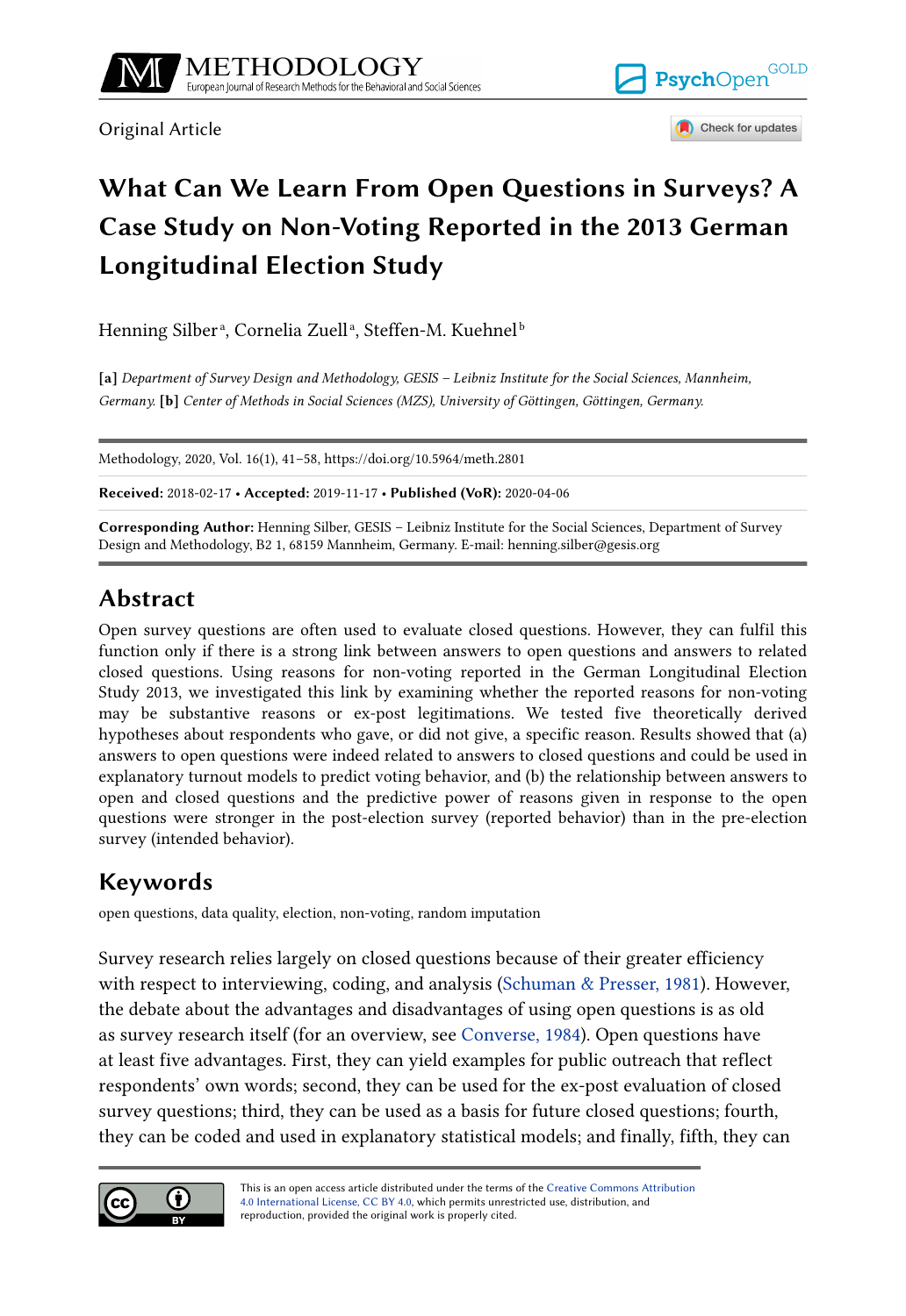Original Article

# What Can We Learn From Open Questions in Surveys? A Case Study on Non-Voting Reported in the 2013 German Longitudinal Election Study

Henning Silber[a], Cornelia Zuell[a], Steffen-M. Kuehnel[b]

**[a]** *Department of Survey Design and Methodology, GESIS – Leibniz Institute for the Social Sciences, Mannheim, Germany.* **[b]** *Center of Methods in Social Sciences (MZS), University of Göttingen, Göttingen, Germany.*

Methodology, 2020, Vol. 16(1), 41–58, https://doi.org/10.5964/meth.2801

**Received:** 2018-02-17 • **Accepted:** 2019-11-17 • **Published (VoR):** 2020-04-06

**Corresponding Author:** Henning Silber, GESIS – Leibniz Institute for the Social Sciences, Department of Survey Design and Methodology, B2 1, 68159 Mannheim, Germany. E-mail: henning.silber@gesis.org

## Abstract

Open survey questions are often used to evaluate closed questions. However, they can fulfil this function only if there is a strong link between answers to open questions and answers to related closed questions. Using reasons for non-voting reported in the German Longitudinal Election Study 2013, we investigated this link by examining whether the reported reasons for non-voting may be substantive reasons or ex-post legitimations. We tested five theoretically derived hypotheses about respondents who gave, or did not give, a specific reason. Results showed that (a) answers to open questions were indeed related to answers to closed questions and could be used in explanatory turnout models to predict voting behavior, and (b) the relationship between answers to open and closed questions and the predictive power of reasons given in response to the open questions were stronger in the post-election survey (reported behavior) than in the pre-election survey (intended behavior).

## Keywords

open questions, data quality, election, non-voting, random imputation

Survey research relies largely on closed questions because of their greater efficiency with respect to interviewing, coding, and analysis (Schuman & Presser, 1981). However, the debate about the advantages and disadvantages of using open questions is as old as survey research itself (for an overview, see Converse, 1984). Open questions have at least five advantages. First, they can yield examples for public outreach that reflect respondents' own words; second, they can be used for the ex-post evaluation of closed survey questions; third, they can be used as a basis for future closed questions; fourth, they can be coded and used in explanatory statistical models; and finally, fifth, they can

This is an open access article distributed under the terms of the Creative Commons Attribution 4.0 International License, CC BY 4.0, which permits unrestricted use, distribution, and reproduction, provided the original work is properly cited.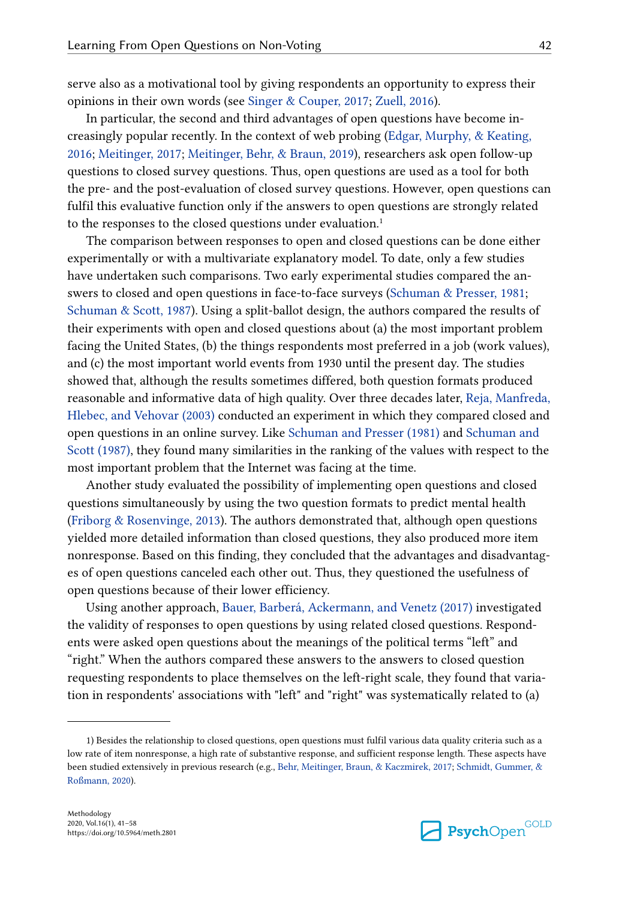serve also as a motivational tool by giving respondents an opportunity to express their opinions in their own words (see Singer & Couper, 2017; Zuell, 2016).

In particular, the second and third advantages of open questions have become increasingly popular recently. In the context of web probing (Edgar, Murphy, & Keating, 2016; Meitinger, 2017; Meitinger, Behr, & Braun, 2019), researchers ask open follow-up questions to closed survey questions. Thus, open questions are used as a tool for both the pre- and the post-evaluation of closed survey questions. However, open questions can fulfil this evaluative function only if the answers to open questions are strongly related to the responses to the closed questions under evaluation.[1]

The comparison between responses to open and closed questions can be done either experimentally or with a multivariate explanatory model. To date, only a few studies have undertaken such comparisons. Two early experimental studies compared the answers to closed and open questions in face-to-face surveys (Schuman & Presser, 1981; Schuman & Scott, 1987). Using a split-ballot design, the authors compared the results of their experiments with open and closed questions about (a) the most important problem facing the United States, (b) the things respondents most preferred in a job (work values), and (c) the most important world events from 1930 until the present day. The studies showed that, although the results sometimes differed, both question formats produced reasonable and informative data of high quality. Over three decades later, Reja, Manfreda, Hlebec, and Vehovar (2003) conducted an experiment in which they compared closed and open questions in an online survey. Like Schuman and Presser (1981) and Schuman and Scott (1987), they found many similarities in the ranking of the values with respect to the most important problem that the Internet was facing at the time.

Another study evaluated the possibility of implementing open questions and closed questions simultaneously by using the two question formats to predict mental health (Friborg & Rosenvinge, 2013). The authors demonstrated that, although open questions yielded more detailed information than closed questions, they also produced more item nonresponse. Based on this finding, they concluded that the advantages and disadvantages of open questions canceled each other out. Thus, they questioned the usefulness of open questions because of their lower efficiency.

Using another approach, Bauer, Barberá, Ackermann, and Venetz (2017) investigated the validity of responses to open questions by using related closed questions. Respondents were asked open questions about the meanings of the political terms "left" and "right." When the authors compared these answers to the answers to closed question requesting respondents to place themselves on the left-right scale, they found that variation in respondents' associations with "left" and "right" was systematically related to (a)

1) Besides the relationship to closed questions, open questions must fulfil various data quality criteria such as a low rate of item nonresponse, a high rate of substantive response, and sufficient response length. These aspects have been studied extensively in previous research (e.g., Behr, Meitinger, Braun, & Kaczmirek, 2017; Schmidt, Gummer, & Roßmann, 2020).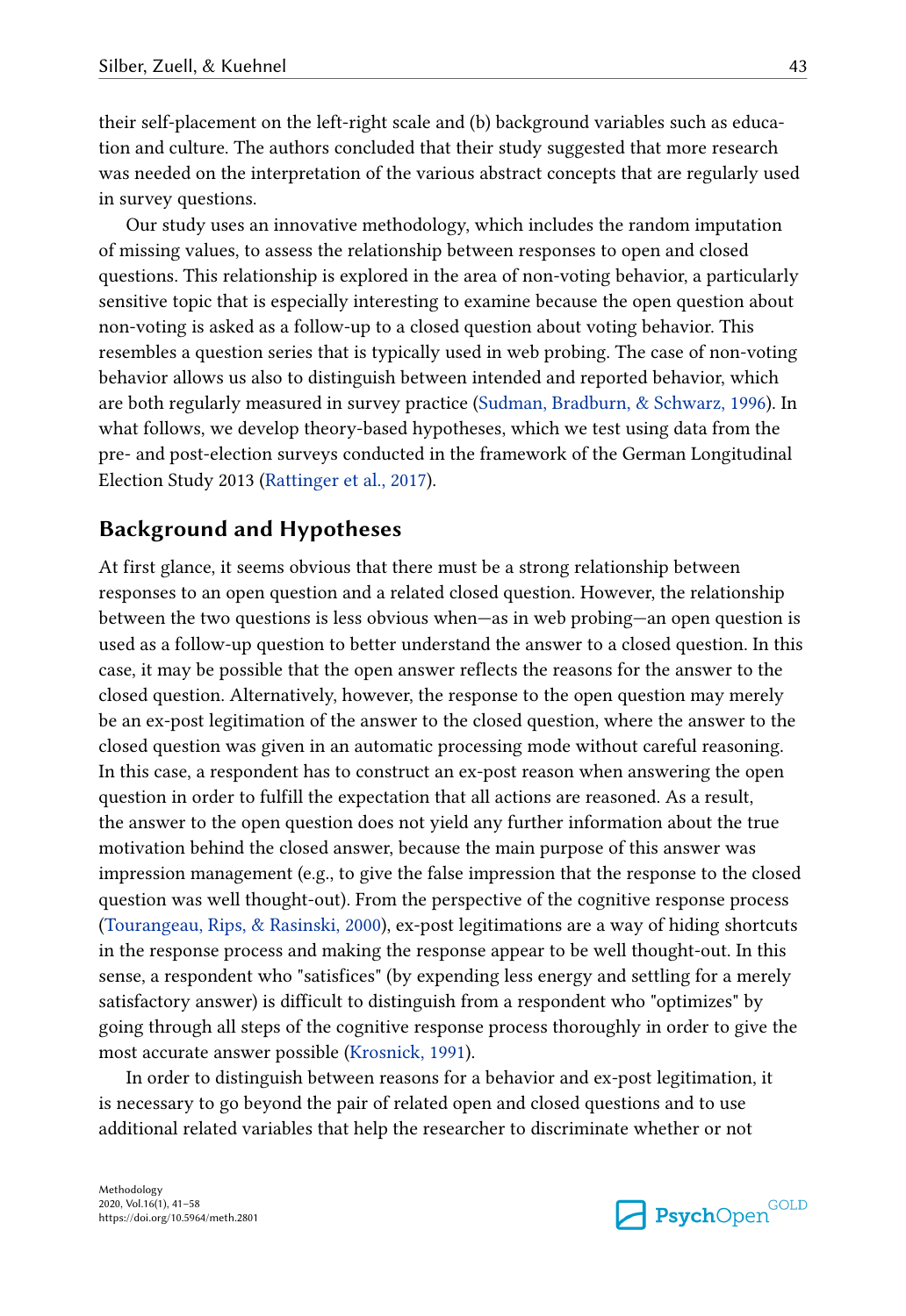their self-placement on the left-right scale and (b) background variables such as education and culture. The authors concluded that their study suggested that more research was needed on the interpretation of the various abstract concepts that are regularly used in survey questions.

Our study uses an innovative methodology, which includes the random imputation of missing values, to assess the relationship between responses to open and closed questions. This relationship is explored in the area of non-voting behavior, a particularly sensitive topic that is especially interesting to examine because the open question about non-voting is asked as a follow-up to a closed question about voting behavior. This resembles a question series that is typically used in web probing. The case of non-voting behavior allows us also to distinguish between intended and reported behavior, which are both regularly measured in survey practice (Sudman, Bradburn, & Schwarz, 1996). In what follows, we develop theory-based hypotheses, which we test using data from the pre- and post-election surveys conducted in the framework of the German Longitudinal Election Study 2013 (Rattinger et al., 2017).

## Background and Hypotheses

At first glance, it seems obvious that there must be a strong relationship between responses to an open question and a related closed question. However, the relationship between the two questions is less obvious when—as in web probing—an open question is used as a follow-up question to better understand the answer to a closed question. In this case, it may be possible that the open answer reflects the reasons for the answer to the closed question. Alternatively, however, the response to the open question may merely be an ex-post legitimation of the answer to the closed question, where the answer to the closed question was given in an automatic processing mode without careful reasoning. In this case, a respondent has to construct an ex-post reason when answering the open question in order to fulfill the expectation that all actions are reasoned. As a result, the answer to the open question does not yield any further information about the true motivation behind the closed answer, because the main purpose of this answer was impression management (e.g., to give the false impression that the response to the closed question was well thought-out). From the perspective of the cognitive response process (Tourangeau, Rips, & Rasinski, 2000), ex-post legitimations are a way of hiding shortcuts in the response process and making the response appear to be well thought-out. In this sense, a respondent who "satisfices" (by expending less energy and settling for a merely satisfactory answer) is difficult to distinguish from a respondent who "optimizes" by going through all steps of the cognitive response process thoroughly in order to give the most accurate answer possible (Krosnick, 1991).

In order to distinguish between reasons for a behavior and ex-post legitimation, it is necessary to go beyond the pair of related open and closed questions and to use additional related variables that help the researcher to discriminate whether or not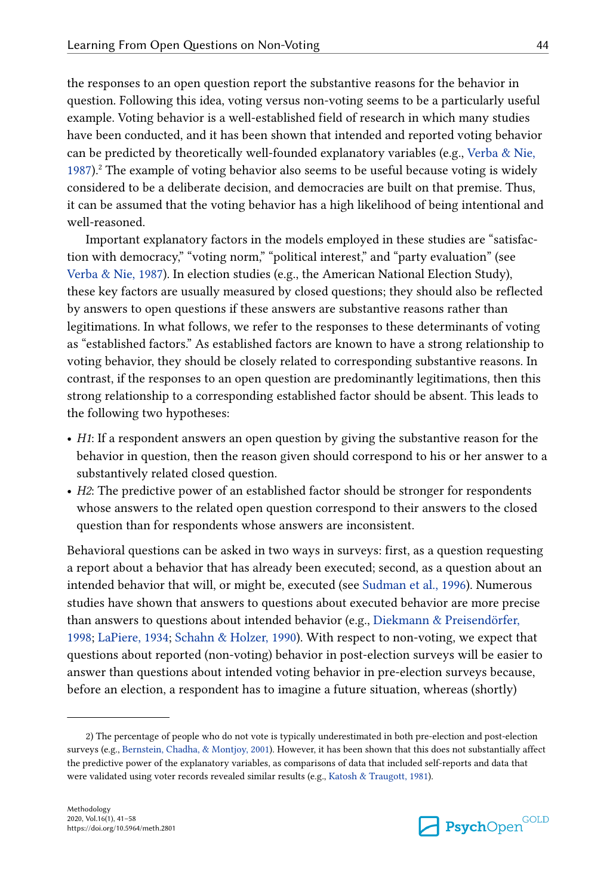the responses to an open question report the substantive reasons for the behavior in question. Following this idea, voting versus non-voting seems to be a particularly useful example. Voting behavior is a well-established field of research in which many studies have been conducted, and it has been shown that intended and reported voting behavior can be predicted by theoretically well-founded explanatory variables (e.g., Verba & Nie, 1987).[2] The example of voting behavior also seems to be useful because voting is widely considered to be a deliberate decision, and democracies are built on that premise. Thus, it can be assumed that the voting behavior has a high likelihood of being intentional and well-reasoned.

Important explanatory factors in the models employed in these studies are "satisfaction with democracy," "voting norm," "political interest," and "party evaluation" (see Verba & Nie, 1987). In election studies (e.g., the American National Election Study), these key factors are usually measured by closed questions; they should also be reflected by answers to open questions if these answers are substantive reasons rather than legitimations. In what follows, we refer to the responses to these determinants of voting as "established factors." As established factors are known to have a strong relationship to voting behavior, they should be closely related to corresponding substantive reasons. In contrast, if the responses to an open question are predominantly legitimations, then this strong relationship to a corresponding established factor should be absent. This leads to the following two hypotheses:

- *H1*: If a respondent answers an open question by giving the substantive reason for the behavior in question, then the reason given should correspond to his or her answer to a substantively related closed question.
- *H2*: The predictive power of an established factor should be stronger for respondents whose answers to the related open question correspond to their answers to the closed question than for respondents whose answers are inconsistent.

Behavioral questions can be asked in two ways in surveys: first, as a question requesting a report about a behavior that has already been executed; second, as a question about an intended behavior that will, or might be, executed (see Sudman et al., 1996). Numerous studies have shown that answers to questions about executed behavior are more precise than answers to questions about intended behavior (e.g., Diekmann & Preisendörfer, 1998; LaPiere, 1934; Schahn & Holzer, 1990). With respect to non-voting, we expect that questions about reported (non-voting) behavior in post-election surveys will be easier to answer than questions about intended voting behavior in pre-election surveys because, before an election, a respondent has to imagine a future situation, whereas (shortly)

2) The percentage of people who do not vote is typically underestimated in both pre-election and post-election surveys (e.g., Bernstein, Chadha, & Montjoy, 2001). However, it has been shown that this does not substantially affect the predictive power of the explanatory variables, as comparisons of data that included self-reports and data that were validated using voter records revealed similar results (e.g., Katosh & Traugott, 1981).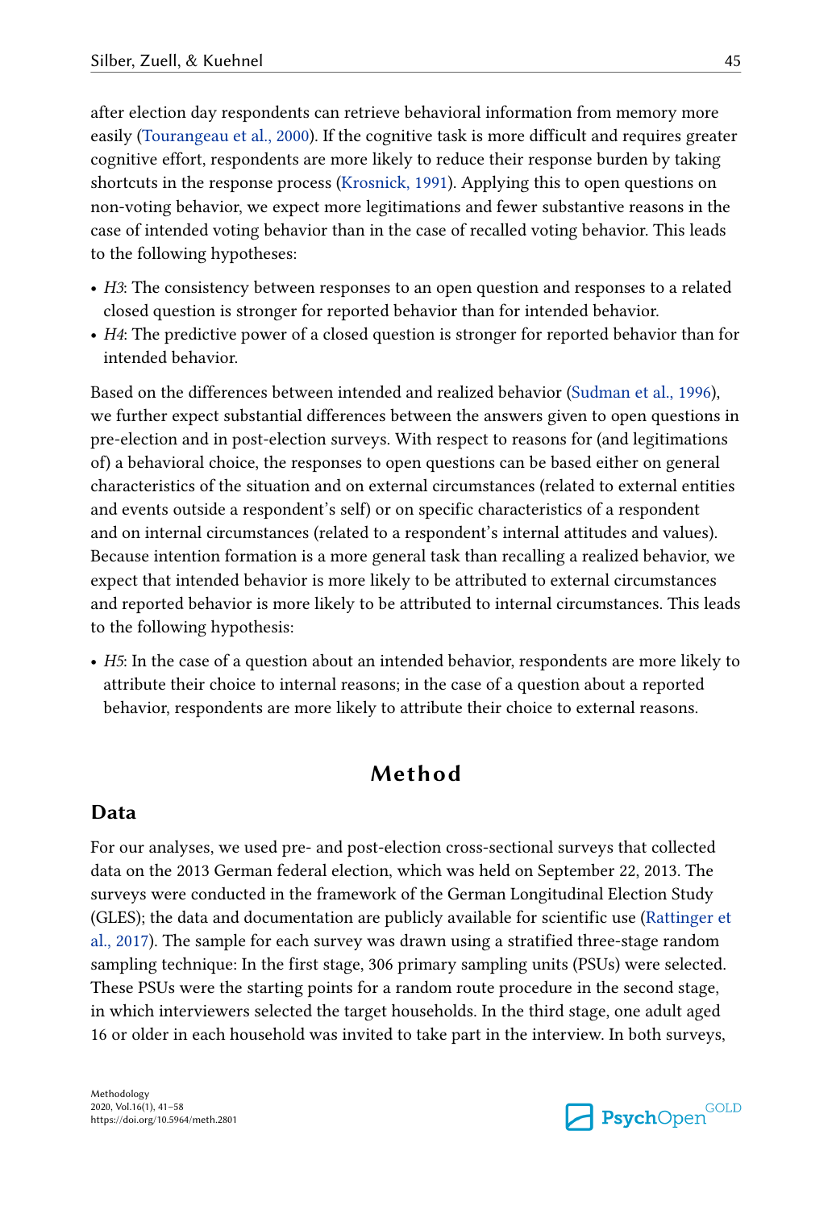after election day respondents can retrieve behavioral information from memory more easily (Tourangeau et al., 2000). If the cognitive task is more difficult and requires greater cognitive effort, respondents are more likely to reduce their response burden by taking shortcuts in the response process (Krosnick, 1991). Applying this to open questions on non-voting behavior, we expect more legitimations and fewer substantive reasons in the case of intended voting behavior than in the case of recalled voting behavior. This leads to the following hypotheses:

- *H3*: The consistency between responses to an open question and responses to a related closed question is stronger for reported behavior than for intended behavior.
- *H4*: The predictive power of a closed question is stronger for reported behavior than for intended behavior.

Based on the differences between intended and realized behavior (Sudman et al., 1996), we further expect substantial differences between the answers given to open questions in pre-election and in post-election surveys. With respect to reasons for (and legitimations of) a behavioral choice, the responses to open questions can be based either on general characteristics of the situation and on external circumstances (related to external entities and events outside a respondent's self) or on specific characteristics of a respondent and on internal circumstances (related to a respondent's internal attitudes and values). Because intention formation is a more general task than recalling a realized behavior, we expect that intended behavior is more likely to be attributed to external circumstances and reported behavior is more likely to be attributed to internal circumstances. This leads to the following hypothesis:

- *H5*: In the case of a question about an intended behavior, respondents are more likely to attribute their choice to internal reasons; in the case of a question about a reported behavior, respondents are more likely to attribute their choice to external reasons.

# Method

## Data

For our analyses, we used pre- and post-election cross-sectional surveys that collected data on the 2013 German federal election, which was held on September 22, 2013. The surveys were conducted in the framework of the German Longitudinal Election Study (GLES); the data and documentation are publicly available for scientific use (Rattinger et al., 2017). The sample for each survey was drawn using a stratified three-stage random sampling technique: In the first stage, 306 primary sampling units (PSUs) were selected. These PSUs were the starting points for a random route procedure in the second stage, in which interviewers selected the target households. In the third stage, one adult aged 16 or older in each household was invited to take part in the interview. In both surveys,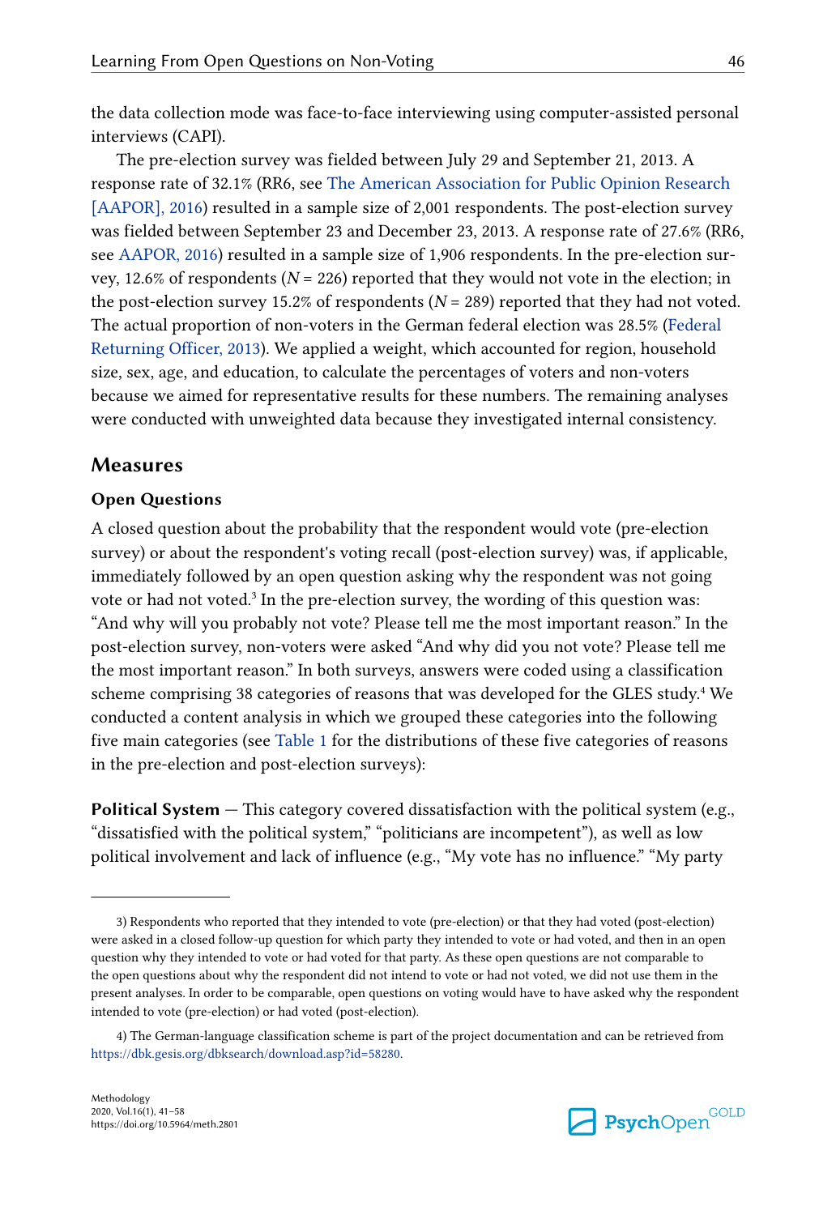the data collection mode was face-to-face interviewing using computer-assisted personal interviews (CAPI).

The pre-election survey was fielded between July 29 and September 21, 2013. A response rate of 32.1% (RR6, see The American Association for Public Opinion Research [AAPOR], 2016) resulted in a sample size of 2,001 respondents. The post-election survey was fielded between September 23 and December 23, 2013. A response rate of 27.6% (RR6, see AAPOR, 2016) resulted in a sample size of 1,906 respondents. In the pre-election survey, 12.6% of respondents ($N$ = 226) reported that they would not vote in the election; in the post-election survey 15.2% of respondents ($N$ = 289) reported that they had not voted. The actual proportion of non-voters in the German federal election was 28.5% (Federal Returning Officer, 2013). We applied a weight, which accounted for region, household size, sex, age, and education, to calculate the percentages of voters and non-voters because we aimed for representative results for these numbers. The remaining analyses were conducted with unweighted data because they investigated internal consistency.

## Measures

### Open Questions

A closed question about the probability that the respondent would vote (pre-election survey) or about the respondent's voting recall (post-election survey) was, if applicable, immediately followed by an open question asking why the respondent was not going vote or had not voted.[3] In the pre-election survey, the wording of this question was: "And why will you probably not vote? Please tell me the most important reason." In the post-election survey, non-voters were asked "And why did you not vote? Please tell me the most important reason." In both surveys, answers were coded using a classification scheme comprising 38 categories of reasons that was developed for the GLES study.[4] We conducted a content analysis in which we grouped these categories into the following five main categories (see Table 1 for the distributions of these five categories of reasons in the pre-election and post-election surveys):

**Political System** — This category covered dissatisfaction with the political system (e.g., "dissatisfied with the political system," "politicians are incompetent"), as well as low political involvement and lack of influence (e.g., "My vote has no influence." "My party

---

3) Respondents who reported that they intended to vote (pre-election) or that they had voted (post-election) were asked in a closed follow-up question for which party they intended to vote or had voted, and then in an open question why they intended to vote or had voted for that party. As these open questions are not comparable to the open questions about why the respondent did not intend to vote or had not voted, we did not use them in the present analyses. In order to be comparable, open questions on voting would have to have asked why the respondent intended to vote (pre-election) or had voted (post-election).

4) The German-language classification scheme is part of the project documentation and can be retrieved from https://dbk.gesis.org/dbksearch/download.asp?id=58280.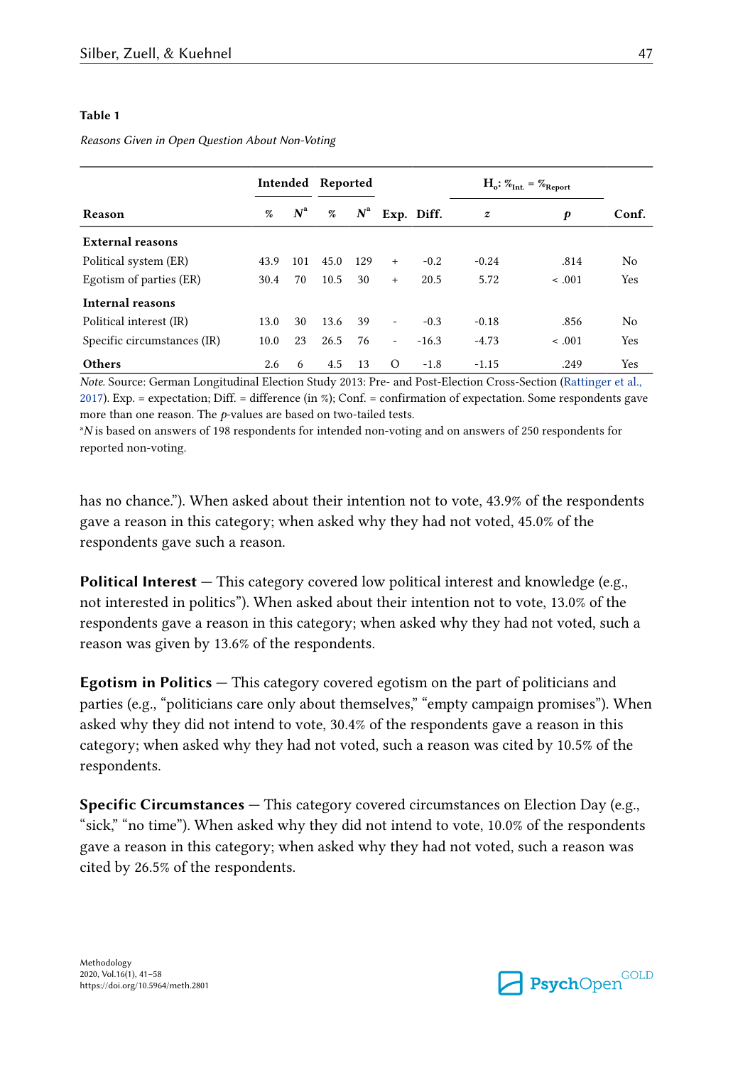**Table 1**

*Reasons Given in Open Question About Non-Voting*

| | Intended | | Reported | | | | $H_o$: $\%_{Int.} = \%_{Report}$ | | |
|---|---|---|---|---|---|---|---|---|---|
| Reason | % | $N^a$ | % | $N^a$ | Exp. | Diff. | *z* | *p* | Conf. |
| **External reasons** | | | | | | | | | |
| Political system (ER) | 43.9 | 101 | 45.0 | 129 | + | -0.2 | -0.24 | .814 | No |
| Egotism of parties (ER) | 30.4 | 70 | 10.5 | 30 | + | 20.5 | 5.72 | < .001 | Yes |
| **Internal reasons** | | | | | | | | | |
| Political interest (IR) | 13.0 | 30 | 13.6 | 39 | - | -0.3 | -0.18 | .856 | No |
| Specific circumstances (IR) | 10.0 | 23 | 26.5 | 76 | - | -16.3 | -4.73 | < .001 | Yes |
| **Others** | 2.6 | 6 | 4.5 | 13 | O | -1.8 | -1.15 | .249 | Yes |

*Note.* Source: German Longitudinal Election Study 2013: Pre- and Post-Election Cross-Section (Rattinger et al., 2017). Exp. = expectation; Diff. = difference (in %); Conf. = confirmation of expectation. Some respondents gave more than one reason. The *p*-values are based on two-tailed tests.

[a] *N* is based on answers of 198 respondents for intended non-voting and on answers of 250 respondents for reported non-voting.

has no chance."). When asked about their intention not to vote, 43.9% of the respondents gave a reason in this category; when asked why they had not voted, 45.0% of the respondents gave such a reason.

**Political Interest** — This category covered low political interest and knowledge (e.g., not interested in politics"). When asked about their intention not to vote, 13.0% of the respondents gave a reason in this category; when asked why they had not voted, such a reason was given by 13.6% of the respondents.

**Egotism in Politics** — This category covered egotism on the part of politicians and parties (e.g., "politicians care only about themselves," "empty campaign promises"). When asked why they did not intend to vote, 30.4% of the respondents gave a reason in this category; when asked why they had not voted, such a reason was cited by 10.5% of the respondents.

**Specific Circumstances** — This category covered circumstances on Election Day (e.g., "sick," "no time"). When asked why they did not intend to vote, 10.0% of the respondents gave a reason in this category; when asked why they had not voted, such a reason was cited by 26.5% of the respondents.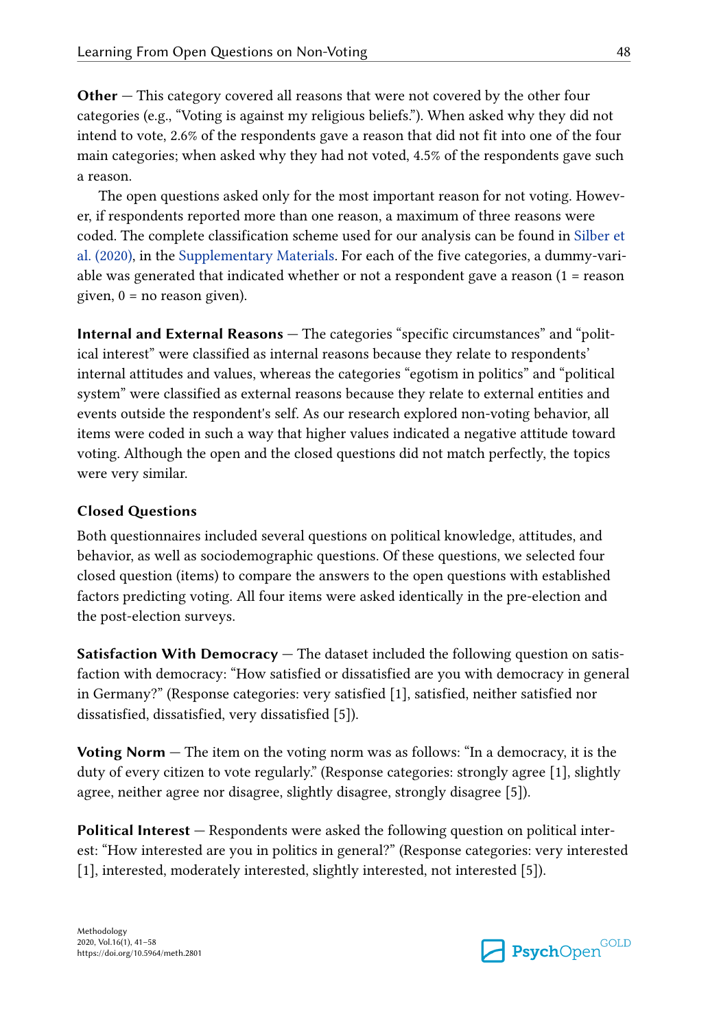**Other** — This category covered all reasons that were not covered by the other four categories (e.g., "Voting is against my religious beliefs."). When asked why they did not intend to vote, 2.6% of the respondents gave a reason that did not fit into one of the four main categories; when asked why they had not voted, 4.5% of the respondents gave such a reason.

The open questions asked only for the most important reason for not voting. However, if respondents reported more than one reason, a maximum of three reasons were coded. The complete classification scheme used for our analysis can be found in Silber et al. (2020), in the Supplementary Materials. For each of the five categories, a dummy-variable was generated that indicated whether or not a respondent gave a reason (1 = reason given, 0 = no reason given).

**Internal and External Reasons** — The categories "specific circumstances" and "political interest" were classified as internal reasons because they relate to respondents' internal attitudes and values, whereas the categories "egotism in politics" and "political system" were classified as external reasons because they relate to external entities and events outside the respondent's self. As our research explored non-voting behavior, all items were coded in such a way that higher values indicated a negative attitude toward voting. Although the open and the closed questions did not match perfectly, the topics were very similar.

### Closed Questions

Both questionnaires included several questions on political knowledge, attitudes, and behavior, as well as sociodemographic questions. Of these questions, we selected four closed question (items) to compare the answers to the open questions with established factors predicting voting. All four items were asked identically in the pre-election and the post-election surveys.

**Satisfaction With Democracy** — The dataset included the following question on satisfaction with democracy: "How satisfied or dissatisfied are you with democracy in general in Germany?" (Response categories: very satisfied [1], satisfied, neither satisfied nor dissatisfied, dissatisfied, very dissatisfied [5]).

**Voting Norm** — The item on the voting norm was as follows: "In a democracy, it is the duty of every citizen to vote regularly." (Response categories: strongly agree [1], slightly agree, neither agree nor disagree, slightly disagree, strongly disagree [5]).

**Political Interest** — Respondents were asked the following question on political interest: "How interested are you in politics in general?" (Response categories: very interested [1], interested, moderately interested, slightly interested, not interested [5]).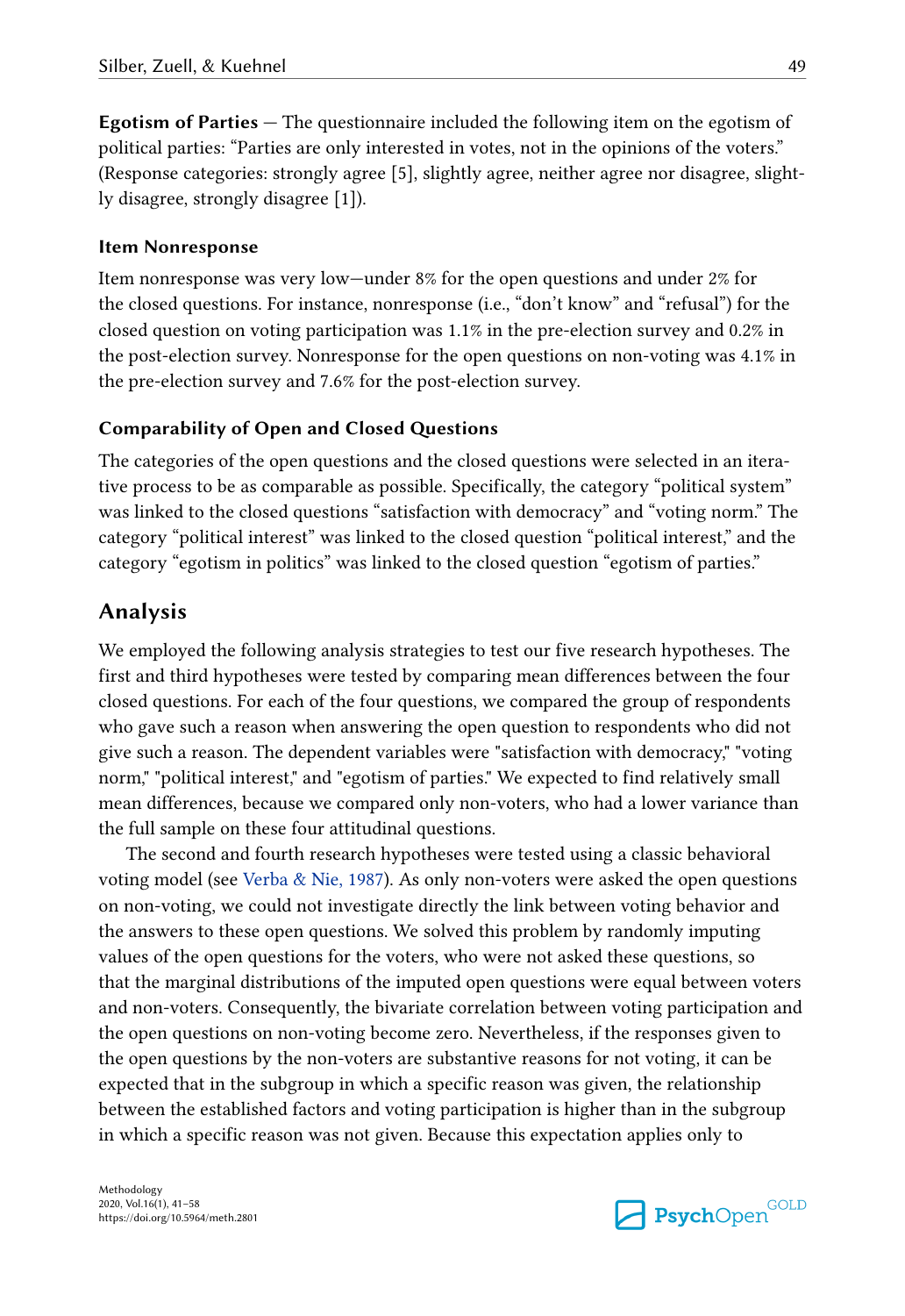**Egotism of Parties** — The questionnaire included the following item on the egotism of political parties: "Parties are only interested in votes, not in the opinions of the voters." (Response categories: strongly agree [5], slightly agree, neither agree nor disagree, slightly disagree, strongly disagree [1]).

### Item Nonresponse

Item nonresponse was very low—under 8% for the open questions and under 2% for the closed questions. For instance, nonresponse (i.e., "don't know" and "refusal") for the closed question on voting participation was 1.1% in the pre-election survey and 0.2% in the post-election survey. Nonresponse for the open questions on non-voting was 4.1% in the pre-election survey and 7.6% for the post-election survey.

### Comparability of Open and Closed Questions

The categories of the open questions and the closed questions were selected in an iterative process to be as comparable as possible. Specifically, the category "political system" was linked to the closed questions "satisfaction with democracy" and "voting norm." The category "political interest" was linked to the closed question "political interest," and the category "egotism in politics" was linked to the closed question "egotism of parties."

## Analysis

We employed the following analysis strategies to test our five research hypotheses. The first and third hypotheses were tested by comparing mean differences between the four closed questions. For each of the four questions, we compared the group of respondents who gave such a reason when answering the open question to respondents who did not give such a reason. The dependent variables were "satisfaction with democracy," "voting norm," "political interest," and "egotism of parties." We expected to find relatively small mean differences, because we compared only non-voters, who had a lower variance than the full sample on these four attitudinal questions.

The second and fourth research hypotheses were tested using a classic behavioral voting model (see Verba & Nie, 1987). As only non-voters were asked the open questions on non-voting, we could not investigate directly the link between voting behavior and the answers to these open questions. We solved this problem by randomly imputing values of the open questions for the voters, who were not asked these questions, so that the marginal distributions of the imputed open questions were equal between voters and non-voters. Consequently, the bivariate correlation between voting participation and the open questions on non-voting become zero. Nevertheless, if the responses given to the open questions by the non-voters are substantive reasons for not voting, it can be expected that in the subgroup in which a specific reason was given, the relationship between the established factors and voting participation is higher than in the subgroup in which a specific reason was not given. Because this expectation applies only to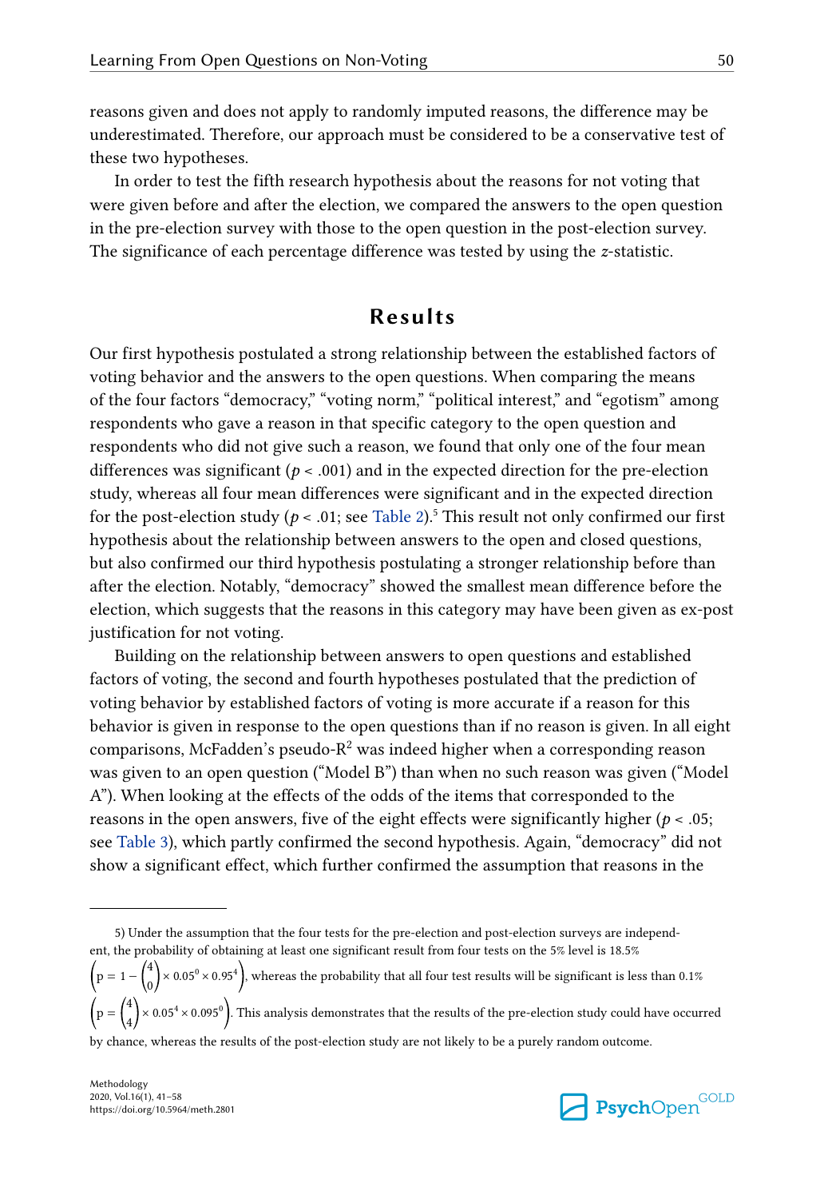reasons given and does not apply to randomly imputed reasons, the difference may be underestimated. Therefore, our approach must be considered to be a conservative test of these two hypotheses.

In order to test the fifth research hypothesis about the reasons for not voting that were given before and after the election, we compared the answers to the open question in the pre-election survey with those to the open question in the post-election survey. The significance of each percentage difference was tested by using the *z*-statistic.

## Results

Our first hypothesis postulated a strong relationship between the established factors of voting behavior and the answers to the open questions. When comparing the means of the four factors "democracy," "voting norm," "political interest," and "egotism" among respondents who gave a reason in that specific category to the open question and respondents who did not give such a reason, we found that only one of the four mean differences was significant ($p < .001$) and in the expected direction for the pre-election study, whereas all four mean differences were significant and in the expected direction for the post-election study ($p < .01$; see Table 2).[5] This result not only confirmed our first hypothesis about the relationship between answers to the open and closed questions, but also confirmed our third hypothesis postulating a stronger relationship before than after the election. Notably, "democracy" showed the smallest mean difference before the election, which suggests that the reasons in this category may have been given as ex-post justification for not voting.

Building on the relationship between answers to open questions and established factors of voting, the second and fourth hypotheses postulated that the prediction of voting behavior by established factors of voting is more accurate if a reason for this behavior is given in response to the open questions than if no reason is given. In all eight comparisons, McFadden's pseudo-$R^2$ was indeed higher when a corresponding reason was given to an open question ("Model B") than when no such reason was given ("Model A"). When looking at the effects of the odds of the items that corresponded to the reasons in the open answers, five of the eight effects were significantly higher ($p < .05$; see Table 3), which partly confirmed the second hypothesis. Again, "democracy" did not show a significant effect, which further confirmed the assumption that reasons in the

---

5) Under the assumption that the four tests for the pre-election and post-election surveys are independent, the probability of obtaining at least one significant result from four tests on the 5% level is 18.5% $\left(p = 1 - \binom{4}{0} \times 0.05^0 \times 0.95^4\right)$, whereas the probability that all four test results will be significant is less than 0.1% $\left(p = \binom{4}{4} \times 0.05^4 \times 0.095^0\right)$. This analysis demonstrates that the results of the pre-election study could have occurred by chance, whereas the results of the post-election study are not likely to be a purely random outcome.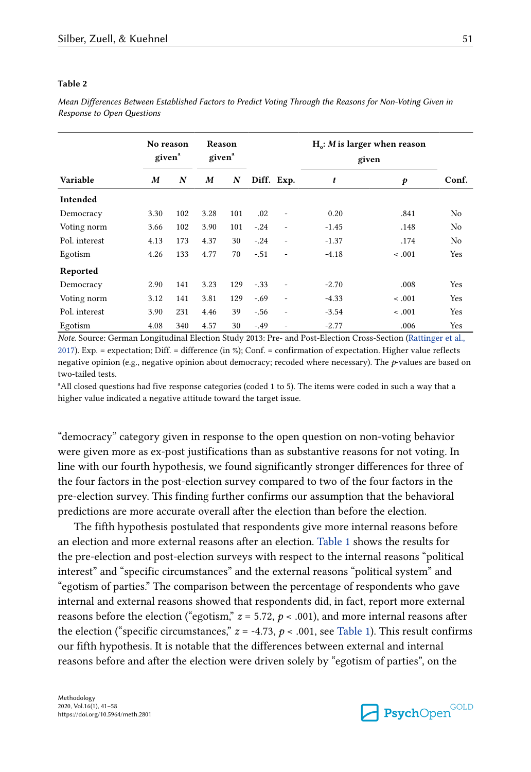**Table 2**

*Mean Differences Between Established Factors to Predict Voting Through the Reasons for Non-Voting Given in Response to Open Questions*

| | No reason given[a] | | Reason given[a] | | | | $H_o$: *M* is larger when reason given | | |
|---|---|---|---|---|---|---|---|---|---|
| Variable | *M* | *N* | *M* | *N* | Diff. | Exp. | *t* | *p* | Conf. |
| **Intended** | | | | | | | | | |
| Democracy | 3.30 | 102 | 3.28 | 101 | .02 | - | 0.20 | .841 | No |
| Voting norm | 3.66 | 102 | 3.90 | 101 | -.24 | - | -1.45 | .148 | No |
| Pol. interest | 4.13 | 173 | 4.37 | 30 | -.24 | - | -1.37 | .174 | No |
| Egotism | 4.26 | 133 | 4.77 | 70 | -.51 | - | -4.18 | < .001 | Yes |
| **Reported** | | | | | | | | | |
| Democracy | 2.90 | 141 | 3.23 | 129 | -.33 | - | -2.70 | .008 | Yes |
| Voting norm | 3.12 | 141 | 3.81 | 129 | -.69 | - | -4.33 | < .001 | Yes |
| Pol. interest | 3.90 | 231 | 4.46 | 39 | -.56 | - | -3.54 | < .001 | Yes |
| Egotism | 4.08 | 340 | 4.57 | 30 | -.49 | - | -2.77 | .006 | Yes |

*Note.* Source: German Longitudinal Election Study 2013: Pre- and Post-Election Cross-Section (Rattinger et al., 2017). Exp. = expectation; Diff. = difference (in %); Conf. = confirmation of expectation. Higher value reflects negative opinion (e.g., negative opinion about democracy; recoded where necessary). The *p*-values are based on two-tailed tests.

[a]All closed questions had five response categories (coded 1 to 5). The items were coded in such a way that a higher value indicated a negative attitude toward the target issue.

"democracy" category given in response to the open question on non-voting behavior were given more as ex-post justifications than as substantive reasons for not voting. In line with our fourth hypothesis, we found significantly stronger differences for three of the four factors in the post-election survey compared to two of the four factors in the pre-election survey. This finding further confirms our assumption that the behavioral predictions are more accurate overall after the election than before the election.

The fifth hypothesis postulated that respondents give more internal reasons before an election and more external reasons after an election. Table 1 shows the results for the pre-election and post-election surveys with respect to the internal reasons "political interest" and "specific circumstances" and the external reasons "political system" and "egotism of parties." The comparison between the percentage of respondents who gave internal and external reasons showed that respondents did, in fact, report more external reasons before the election ("egotism," $z = 5.72$, $p < .001$), and more internal reasons after the election ("specific circumstances," $z = -4.73$, $p < .001$, see Table 1). This result confirms our fifth hypothesis. It is notable that the differences between external and internal reasons before and after the election were driven solely by "egotism of parties", on the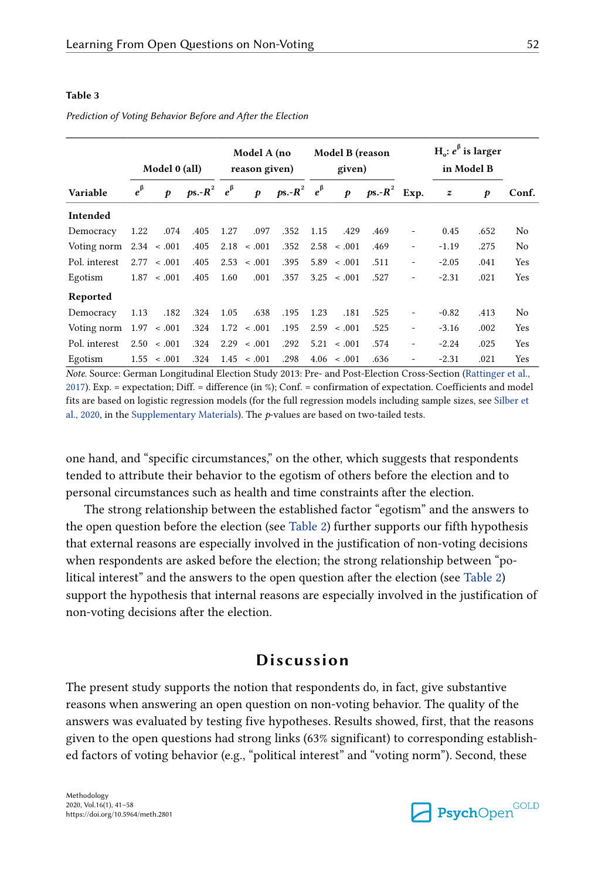**Table 3**

*Prediction of Voting Behavior Before and After the Election*

| | Model 0 (all) | | | Model A (no reason given) | | | Model B (reason given) | | | | H$_o$: $e^\beta$ is larger in Model B | | |
|---|---|---|---|---|---|---|---|---|---|---|---|---|---|
| Variable | $e^\beta$ | $p$ | $ps.$-$R^2$ | $e^\beta$ | $p$ | $ps.$-$R^2$ | $e^\beta$ | $p$ | $ps.$-$R^2$ | Exp. | $z$ | $p$ | Conf. |
| **Intended** | | | | | | | | | | | | | |
| Democracy | 1.22 | .074 | .405 | 1.27 | .097 | .352 | 1.15 | .429 | .469 | - | 0.45 | .652 | No |
| Voting norm | 2.34 | < .001 | .405 | 2.18 | < .001 | .352 | 2.58 | < .001 | .469 | - | -1.19 | .275 | No |
| Pol. interest | 2.77 | < .001 | .405 | 2.53 | < .001 | .395 | 5.89 | < .001 | .511 | - | -2.05 | .041 | Yes |
| Egotism | 1.87 | < .001 | .405 | 1.60 | .001 | .357 | 3.25 | < .001 | .527 | - | -2.31 | .021 | Yes |
| **Reported** | | | | | | | | | | | | | |
| Democracy | 1.13 | .182 | .324 | 1.05 | .638 | .195 | 1.23 | .181 | .525 | - | -0.82 | .413 | No |
| Voting norm | 1.97 | < .001 | .324 | 1.72 | < .001 | .195 | 2.59 | < .001 | .525 | - | -3.16 | .002 | Yes |
| Pol. interest | 2.50 | < .001 | .324 | 2.29 | < .001 | .292 | 5.21 | < .001 | .574 | - | -2.24 | .025 | Yes |
| Egotism | 1.55 | < .001 | .324 | 1.45 | < .001 | .298 | 4.06 | < .001 | .636 | - | -2.31 | .021 | Yes |

*Note.* Source: German Longitudinal Election Study 2013: Pre- and Post-Election Cross-Section (Rattinger et al., 2017). Exp. = expectation; Diff. = difference (in %); Conf. = confirmation of expectation. Coefficients and model fits are based on logistic regression models (for the full regression models including sample sizes, see Silber et al., 2020, in the Supplementary Materials). The $p$-values are based on two-tailed tests.

one hand, and "specific circumstances," on the other, which suggests that respondents tended to attribute their behavior to the egotism of others before the election and to personal circumstances such as health and time constraints after the election.

The strong relationship between the established factor "egotism" and the answers to the open question before the election (see Table 2) further supports our fifth hypothesis that external reasons are especially involved in the justification of non-voting decisions when respondents are asked before the election; the strong relationship between "political interest" and the answers to the open question after the election (see Table 2) support the hypothesis that internal reasons are especially involved in the justification of non-voting decisions after the election.

## Discussion

The present study supports the notion that respondents do, in fact, give substantive reasons when answering an open question on non-voting behavior. The quality of the answers was evaluated by testing five hypotheses. Results showed, first, that the reasons given to the open questions had strong links (63% significant) to corresponding established factors of voting behavior (e.g., "political interest" and "voting norm"). Second, these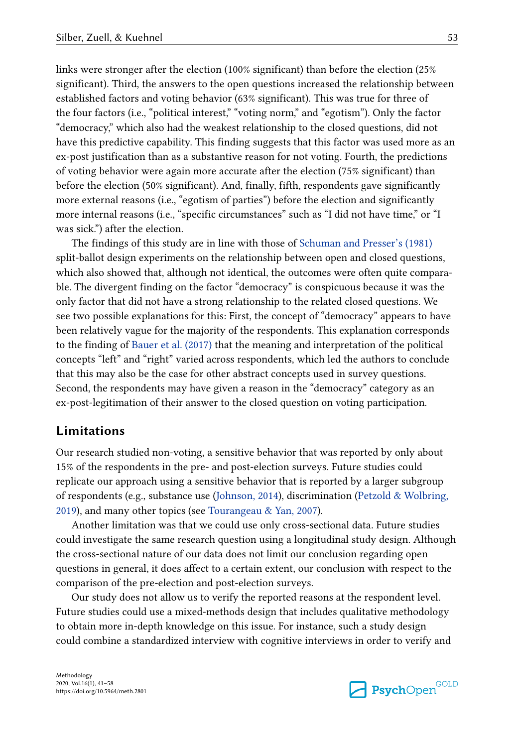links were stronger after the election (100% significant) than before the election (25% significant). Third, the answers to the open questions increased the relationship between established factors and voting behavior (63% significant). This was true for three of the four factors (i.e., "political interest," "voting norm," and "egotism"). Only the factor "democracy," which also had the weakest relationship to the closed questions, did not have this predictive capability. This finding suggests that this factor was used more as an ex-post justification than as a substantive reason for not voting. Fourth, the predictions of voting behavior were again more accurate after the election (75% significant) than before the election (50% significant). And, finally, fifth, respondents gave significantly more external reasons (i.e., "egotism of parties") before the election and significantly more internal reasons (i.e., "specific circumstances" such as "I did not have time," or "I was sick.") after the election.

The findings of this study are in line with those of Schuman and Presser's (1981) split-ballot design experiments on the relationship between open and closed questions, which also showed that, although not identical, the outcomes were often quite comparable. The divergent finding on the factor "democracy" is conspicuous because it was the only factor that did not have a strong relationship to the related closed questions. We see two possible explanations for this: First, the concept of "democracy" appears to have been relatively vague for the majority of the respondents. This explanation corresponds to the finding of Bauer et al. (2017) that the meaning and interpretation of the political concepts "left" and "right" varied across respondents, which led the authors to conclude that this may also be the case for other abstract concepts used in survey questions. Second, the respondents may have given a reason in the "democracy" category as an ex-post-legitimation of their answer to the closed question on voting participation.

## Limitations

Our research studied non-voting, a sensitive behavior that was reported by only about 15% of the respondents in the pre- and post-election surveys. Future studies could replicate our approach using a sensitive behavior that is reported by a larger subgroup of respondents (e.g., substance use (Johnson, 2014), discrimination (Petzold & Wolbring, 2019), and many other topics (see Tourangeau & Yan, 2007).

Another limitation was that we could use only cross-sectional data. Future studies could investigate the same research question using a longitudinal study design. Although the cross-sectional nature of our data does not limit our conclusion regarding open questions in general, it does affect to a certain extent, our conclusion with respect to the comparison of the pre-election and post-election surveys.

Our study does not allow us to verify the reported reasons at the respondent level. Future studies could use a mixed-methods design that includes qualitative methodology to obtain more in-depth knowledge on this issue. For instance, such a study design could combine a standardized interview with cognitive interviews in order to verify and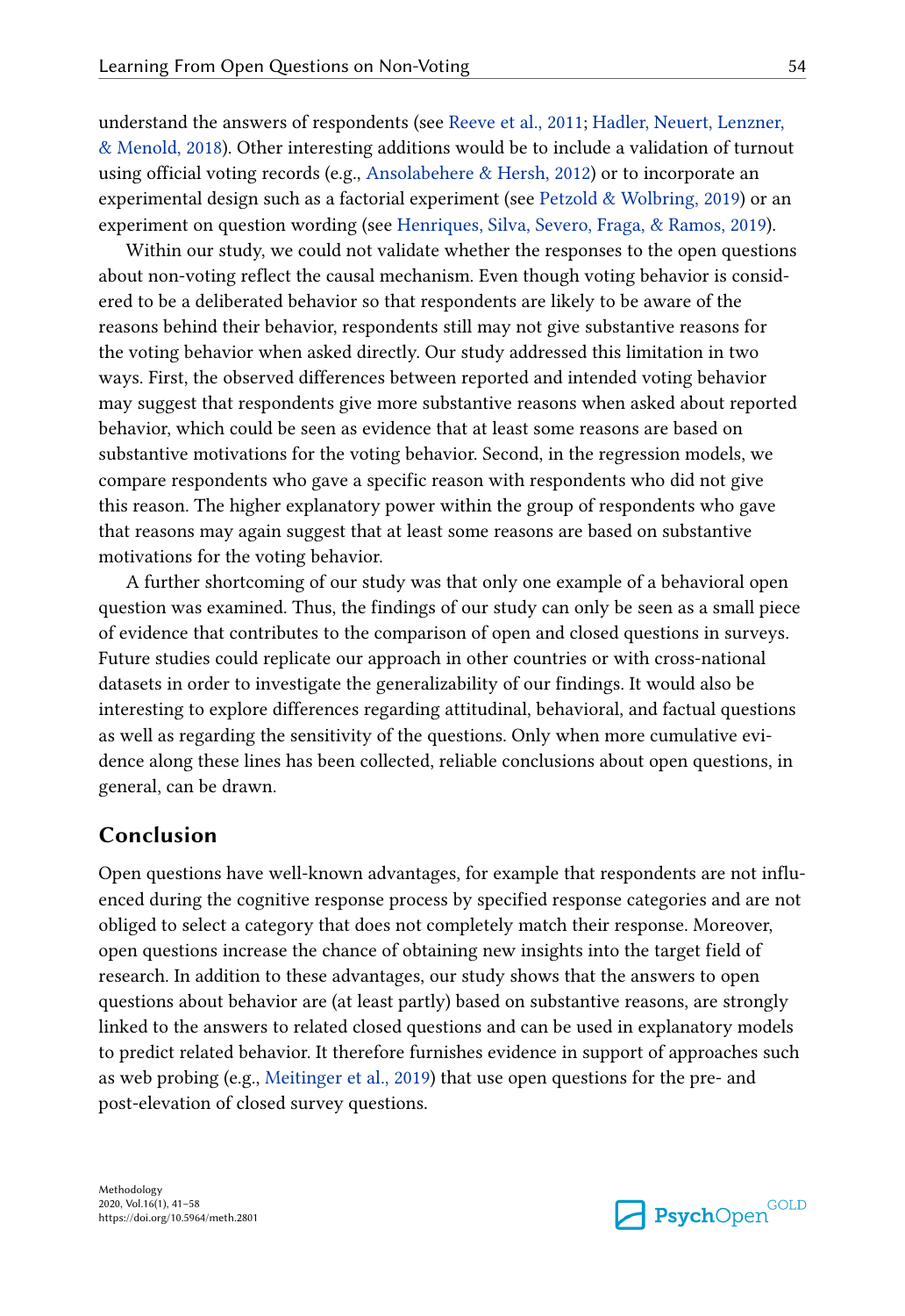understand the answers of respondents (see Reeve et al., 2011; Hadler, Neuert, Lenzner, & Menold, 2018). Other interesting additions would be to include a validation of turnout using official voting records (e.g., Ansolabehere & Hersh, 2012) or to incorporate an experimental design such as a factorial experiment (see Petzold & Wolbring, 2019) or an experiment on question wording (see Henriques, Silva, Severo, Fraga, & Ramos, 2019).

Within our study, we could not validate whether the responses to the open questions about non-voting reflect the causal mechanism. Even though voting behavior is considered to be a deliberated behavior so that respondents are likely to be aware of the reasons behind their behavior, respondents still may not give substantive reasons for the voting behavior when asked directly. Our study addressed this limitation in two ways. First, the observed differences between reported and intended voting behavior may suggest that respondents give more substantive reasons when asked about reported behavior, which could be seen as evidence that at least some reasons are based on substantive motivations for the voting behavior. Second, in the regression models, we compare respondents who gave a specific reason with respondents who did not give this reason. The higher explanatory power within the group of respondents who gave that reasons may again suggest that at least some reasons are based on substantive motivations for the voting behavior.

A further shortcoming of our study was that only one example of a behavioral open question was examined. Thus, the findings of our study can only be seen as a small piece of evidence that contributes to the comparison of open and closed questions in surveys. Future studies could replicate our approach in other countries or with cross-national datasets in order to investigate the generalizability of our findings. It would also be interesting to explore differences regarding attitudinal, behavioral, and factual questions as well as regarding the sensitivity of the questions. Only when more cumulative evidence along these lines has been collected, reliable conclusions about open questions, in general, can be drawn.

## Conclusion

Open questions have well-known advantages, for example that respondents are not influenced during the cognitive response process by specified response categories and are not obliged to select a category that does not completely match their response. Moreover, open questions increase the chance of obtaining new insights into the target field of research. In addition to these advantages, our study shows that the answers to open questions about behavior are (at least partly) based on substantive reasons, are strongly linked to the answers to related closed questions and can be used in explanatory models to predict related behavior. It therefore furnishes evidence in support of approaches such as web probing (e.g., Meitinger et al., 2019) that use open questions for the pre- and post-elevation of closed survey questions.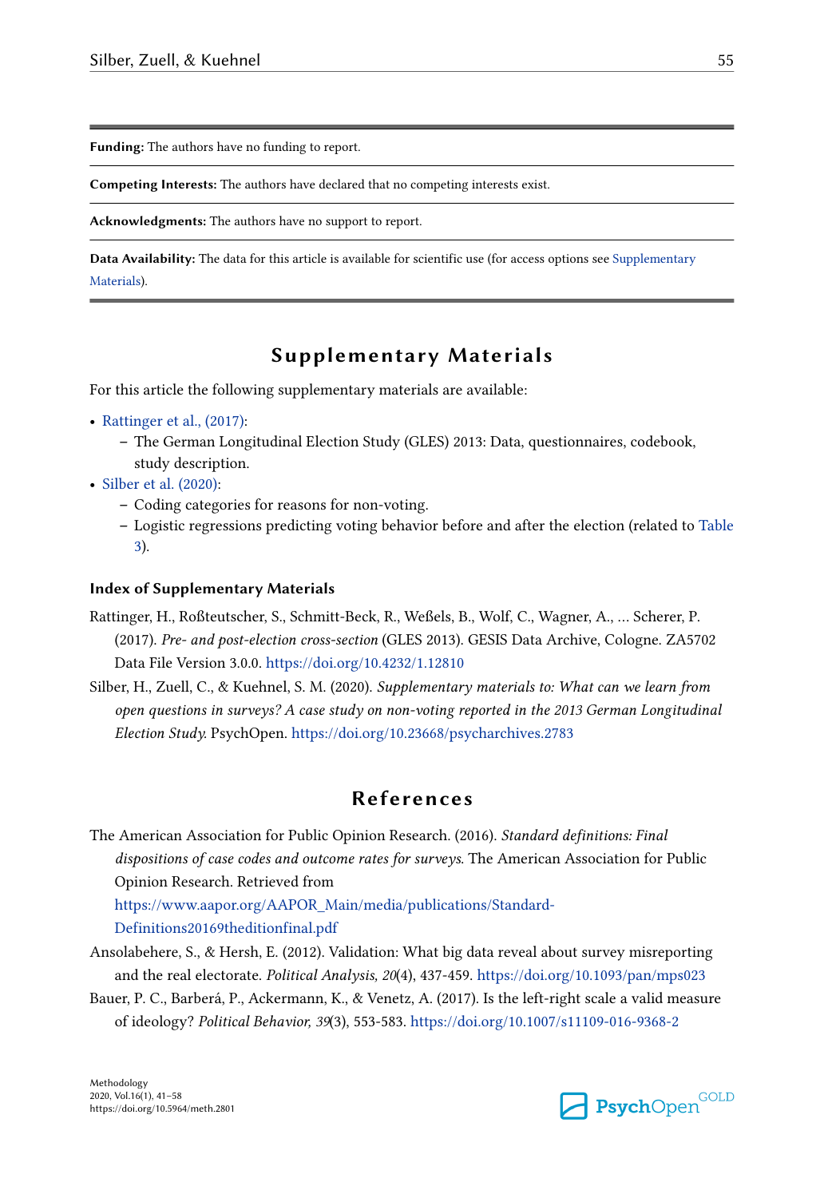**Funding:** The authors have no funding to report.

**Competing Interests:** The authors have declared that no competing interests exist.

**Acknowledgments:** The authors have no support to report.

**Data Availability:** The data for this article is available for scientific use (for access options see Supplementary Materials).

## Supplementary Materials

For this article the following supplementary materials are available:

- Rattinger et al., (2017):
  - The German Longitudinal Election Study (GLES) 2013: Data, questionnaires, codebook, study description.
- Silber et al. (2020):
  - Coding categories for reasons for non-voting.
  - Logistic regressions predicting voting behavior before and after the election (related to Table 3).

### Index of Supplementary Materials

Rattinger, H., Roßteutscher, S., Schmitt-Beck, R., Weßels, B., Wolf, C., Wagner, A., ... Scherer, P. (2017). *Pre- and post-election cross-section* (GLES 2013). GESIS Data Archive, Cologne. ZA5702 Data File Version 3.0.0. https://doi.org/10.4232/1.12810

Silber, H., Zuell, C., & Kuehnel, S. M. (2020). *Supplementary materials to: What can we learn from open questions in surveys? A case study on non-voting reported in the 2013 German Longitudinal Election Study.* PsychOpen. https://doi.org/10.23668/psycharchives.2783

## References

The American Association for Public Opinion Research. (2016). *Standard definitions: Final dispositions of case codes and outcome rates for surveys*. The American Association for Public Opinion Research. Retrieved from https://www.aapor.org/AAPOR_Main/media/publications/Standard-Definitions20169theditionfinal.pdf

Ansolabehere, S., & Hersh, E. (2012). Validation: What big data reveal about survey misreporting and the real electorate. *Political Analysis, 20*(4), 437-459. https://doi.org/10.1093/pan/mps023

Bauer, P. C., Barberá, P., Ackermann, K., & Venetz, A. (2017). Is the left-right scale a valid measure of ideology? *Political Behavior, 39*(3), 553-583. https://doi.org/10.1007/s11109-016-9368-2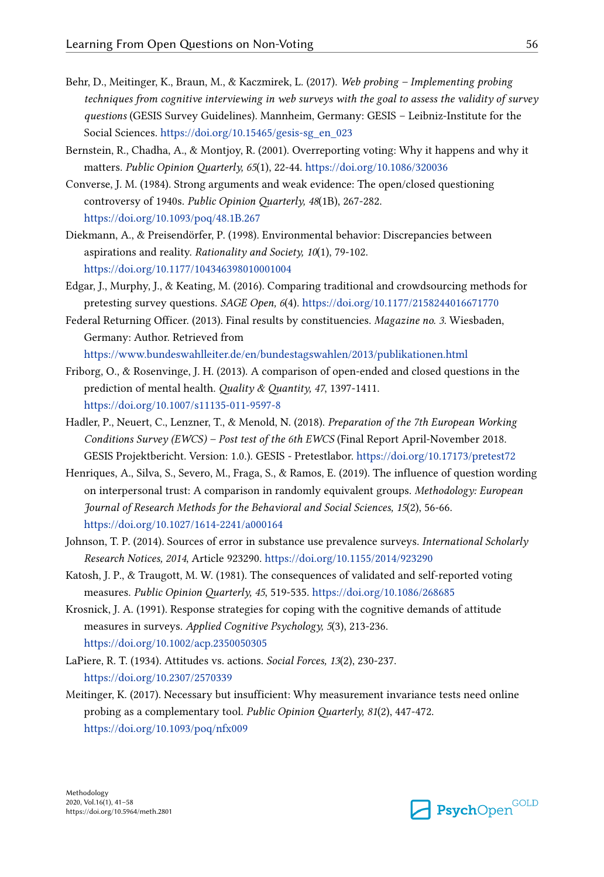Behr, D., Meitinger, K., Braun, M., & Kaczmirek, L. (2017). *Web probing – Implementing probing techniques from cognitive interviewing in web surveys with the goal to assess the validity of survey questions* (GESIS Survey Guidelines). Mannheim, Germany: GESIS – Leibniz-Institute for the Social Sciences. https://doi.org/10.15465/gesis-sg_en_023

Bernstein, R., Chadha, A., & Montjoy, R. (2001). Overreporting voting: Why it happens and why it matters. *Public Opinion Quarterly, 65*(1), 22-44. https://doi.org/10.1086/320036

Converse, J. M. (1984). Strong arguments and weak evidence: The open/closed questioning controversy of 1940s. *Public Opinion Quarterly, 48*(1B), 267-282. https://doi.org/10.1093/poq/48.1B.267

Diekmann, A., & Preisendörfer, P. (1998). Environmental behavior: Discrepancies between aspirations and reality. *Rationality and Society, 10*(1), 79-102. https://doi.org/10.1177/104346398010001004

Edgar, J., Murphy, J., & Keating, M. (2016). Comparing traditional and crowdsourcing methods for pretesting survey questions. *SAGE Open, 6*(4). https://doi.org/10.1177/2158244016671770

Federal Returning Officer. (2013). Final results by constituencies. *Magazine no. 3*. Wiesbaden, Germany: Author. Retrieved from https://www.bundeswahlleiter.de/en/bundestagswahlen/2013/publikationen.html

Friborg, O., & Rosenvinge, J. H. (2013). A comparison of open-ended and closed questions in the prediction of mental health. *Quality & Quantity, 47*, 1397-1411. https://doi.org/10.1007/s11135-011-9597-8

Hadler, P., Neuert, C., Lenzner, T., & Menold, N. (2018). *Preparation of the 7th European Working Conditions Survey (EWCS) – Post test of the 6th EWCS* (Final Report April-November 2018. GESIS Projektbericht. Version: 1.0.). GESIS - Pretestlabor. https://doi.org/10.17173/pretest72

Henriques, A., Silva, S., Severo, M., Fraga, S., & Ramos, E. (2019). The influence of question wording on interpersonal trust: A comparison in randomly equivalent groups. *Methodology: European Journal of Research Methods for the Behavioral and Social Sciences, 15*(2), 56-66. https://doi.org/10.1027/1614-2241/a000164

Johnson, T. P. (2014). Sources of error in substance use prevalence surveys. *International Scholarly Research Notices, 2014*, Article 923290. https://doi.org/10.1155/2014/923290

Katosh, J. P., & Traugott, M. W. (1981). The consequences of validated and self-reported voting measures. *Public Opinion Quarterly, 45*, 519-535. https://doi.org/10.1086/268685

Krosnick, J. A. (1991). Response strategies for coping with the cognitive demands of attitude measures in surveys. *Applied Cognitive Psychology, 5*(3), 213-236. https://doi.org/10.1002/acp.2350050305

LaPiere, R. T. (1934). Attitudes vs. actions. *Social Forces, 13*(2), 230-237. https://doi.org/10.2307/2570339

Meitinger, K. (2017). Necessary but insufficient: Why measurement invariance tests need online probing as a complementary tool. *Public Opinion Quarterly, 81*(2), 447-472. https://doi.org/10.1093/poq/nfx009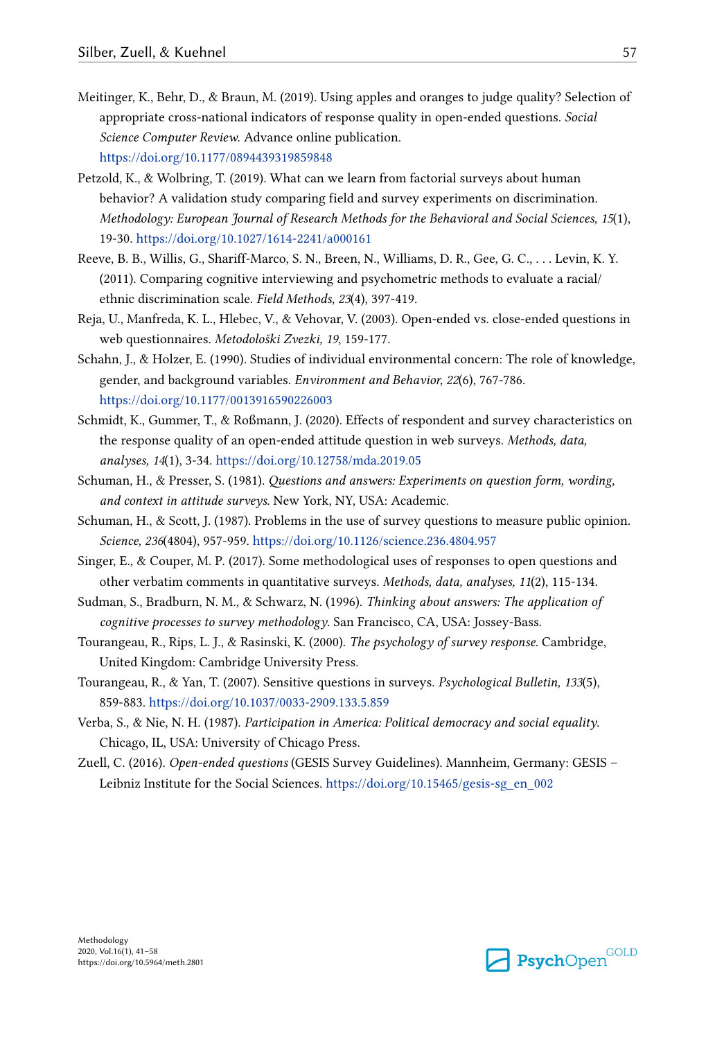Meitinger, K., Behr, D., & Braun, M. (2019). Using apples and oranges to judge quality? Selection of appropriate cross-national indicators of response quality in open-ended questions. *Social Science Computer Review*. Advance online publication. https://doi.org/10.1177/0894439319859848

Petzold, K., & Wolbring, T. (2019). What can we learn from factorial surveys about human behavior? A validation study comparing field and survey experiments on discrimination. *Methodology: European Journal of Research Methods for the Behavioral and Social Sciences, 15*(1), 19-30. https://doi.org/10.1027/1614-2241/a000161

Reeve, B. B., Willis, G., Shariff-Marco, S. N., Breen, N., Williams, D. R., Gee, G. C., . . . Levin, K. Y. (2011). Comparing cognitive interviewing and psychometric methods to evaluate a racial/ethnic discrimination scale. *Field Methods, 23*(4), 397-419.

Reja, U., Manfreda, K. L., Hlebec, V., & Vehovar, V. (2003). Open-ended vs. close-ended questions in web questionnaires. *Metodološki Zvezki, 19*, 159-177.

Schahn, J., & Holzer, E. (1990). Studies of individual environmental concern: The role of knowledge, gender, and background variables. *Environment and Behavior, 22*(6), 767-786. https://doi.org/10.1177/0013916590226003

Schmidt, K., Gummer, T., & Roßmann, J. (2020). Effects of respondent and survey characteristics on the response quality of an open-ended attitude question in web surveys. *Methods, data, analyses, 14*(1), 3-34. https://doi.org/10.12758/mda.2019.05

Schuman, H., & Presser, S. (1981). *Questions and answers: Experiments on question form, wording, and context in attitude surveys*. New York, NY, USA: Academic.

Schuman, H., & Scott, J. (1987). Problems in the use of survey questions to measure public opinion. *Science, 236*(4804), 957-959. https://doi.org/10.1126/science.236.4804.957

Singer, E., & Couper, M. P. (2017). Some methodological uses of responses to open questions and other verbatim comments in quantitative surveys. *Methods, data, analyses, 11*(2), 115-134.

Sudman, S., Bradburn, N. M., & Schwarz, N. (1996). *Thinking about answers: The application of cognitive processes to survey methodology*. San Francisco, CA, USA: Jossey-Bass.

Tourangeau, R., Rips, L. J., & Rasinski, K. (2000). *The psychology of survey response*. Cambridge, United Kingdom: Cambridge University Press.

Tourangeau, R., & Yan, T. (2007). Sensitive questions in surveys. *Psychological Bulletin, 133*(5), 859-883. https://doi.org/10.1037/0033-2909.133.5.859

Verba, S., & Nie, N. H. (1987). *Participation in America: Political democracy and social equality*. Chicago, IL, USA: University of Chicago Press.

Zuell, C. (2016). *Open-ended questions* (GESIS Survey Guidelines). Mannheim, Germany: GESIS – Leibniz Institute for the Social Sciences. https://doi.org/10.15465/gesis-sg_en_002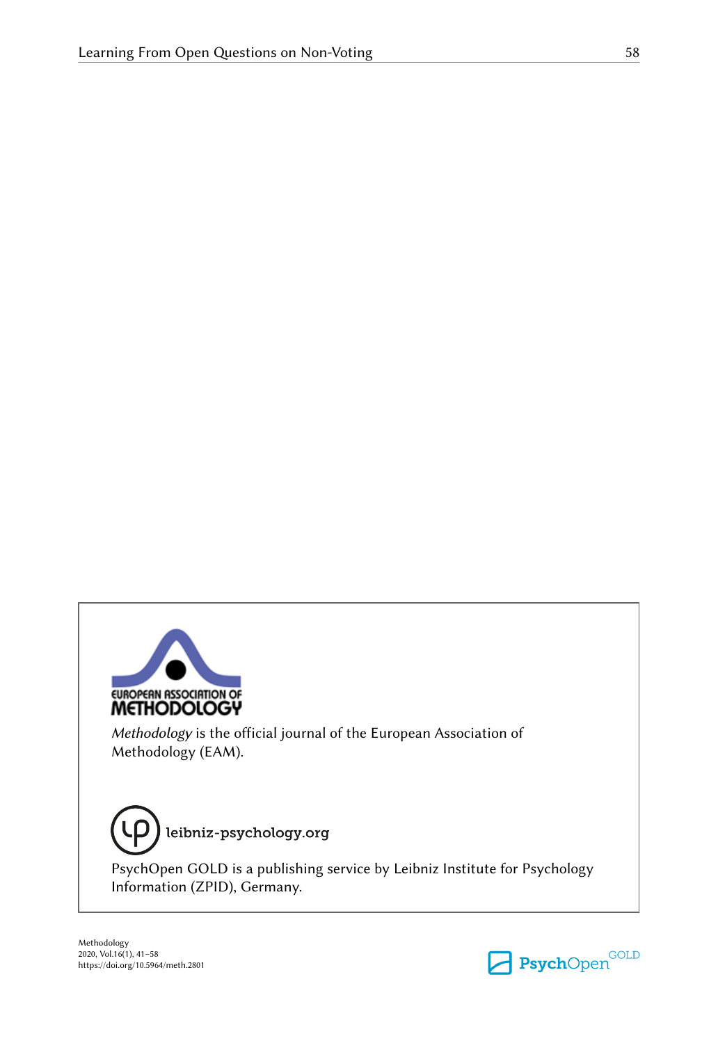EUROPEAN ASSOCIATION OF METHODOLOGY

*Methodology* is the official journal of the European Association of Methodology (EAM).

leibniz-psychology.org

PsychOpen GOLD is a publishing service by Leibniz Institute for Psychology Information (ZPID), Germany.